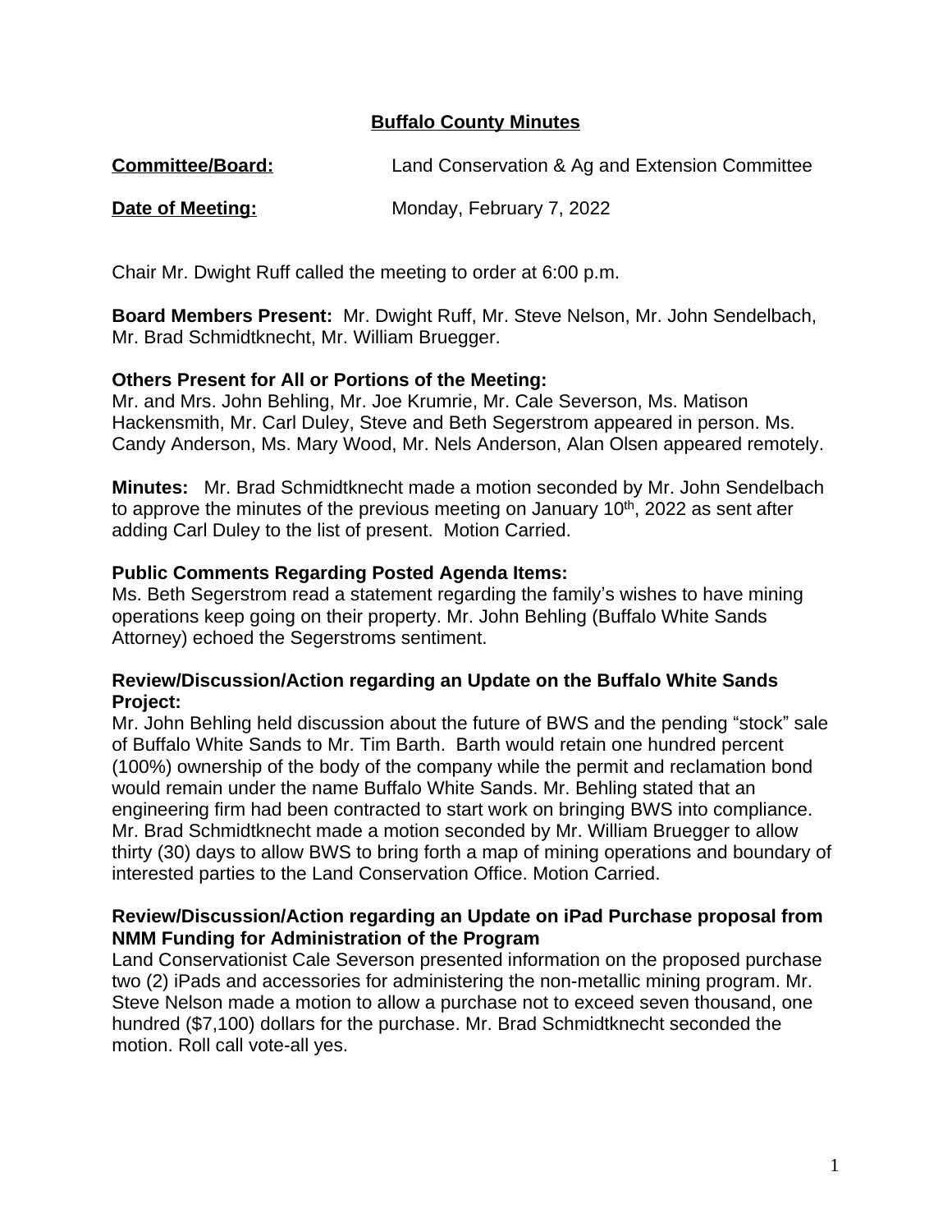# **Buffalo County Minutes**

**Committee/Board:** Land Conservation & Ag and Extension Committee

**Date of Meeting:** Monday, February 7, 2022

Chair Mr. Dwight Ruff called the meeting to order at 6:00 p.m.

**Board Members Present:** Mr. Dwight Ruff, Mr. Steve Nelson, Mr. John Sendelbach, Mr. Brad Schmidtknecht, Mr. William Bruegger.

**Others Present for All or Portions of the Meeting:**
Mr. and Mrs. John Behling, Mr. Joe Krumrie, Mr. Cale Severson, Ms. Matison Hackensmith, Mr. Carl Duley, Steve and Beth Segerstrom appeared in person. Ms. Candy Anderson, Ms. Mary Wood, Mr. Nels Anderson, Alan Olsen appeared remotely.

**Minutes:** Mr. Brad Schmidtknecht made a motion seconded by Mr. John Sendelbach to approve the minutes of the previous meeting on January 10th, 2022 as sent after adding Carl Duley to the list of present. Motion Carried.

**Public Comments Regarding Posted Agenda Items:**
Ms. Beth Segerstrom read a statement regarding the family's wishes to have mining operations keep going on their property. Mr. John Behling (Buffalo White Sands Attorney) echoed the Segerstroms sentiment.

**Review/Discussion/Action regarding an Update on the Buffalo White Sands Project:**
Mr. John Behling held discussion about the future of BWS and the pending "stock" sale of Buffalo White Sands to Mr. Tim Barth. Barth would retain one hundred percent (100%) ownership of the body of the company while the permit and reclamation bond would remain under the name Buffalo White Sands. Mr. Behling stated that an engineering firm had been contracted to start work on bringing BWS into compliance. Mr. Brad Schmidtknecht made a motion seconded by Mr. William Bruegger to allow thirty (30) days to allow BWS to bring forth a map of mining operations and boundary of interested parties to the Land Conservation Office. Motion Carried.

**Review/Discussion/Action regarding an Update on iPad Purchase proposal from NMM Funding for Administration of the Program**
Land Conservationist Cale Severson presented information on the proposed purchase two (2) iPads and accessories for administering the non-metallic mining program. Mr. Steve Nelson made a motion to allow a purchase not to exceed seven thousand, one hundred ($7,100) dollars for the purchase. Mr. Brad Schmidtknecht seconded the motion. Roll call vote-all yes.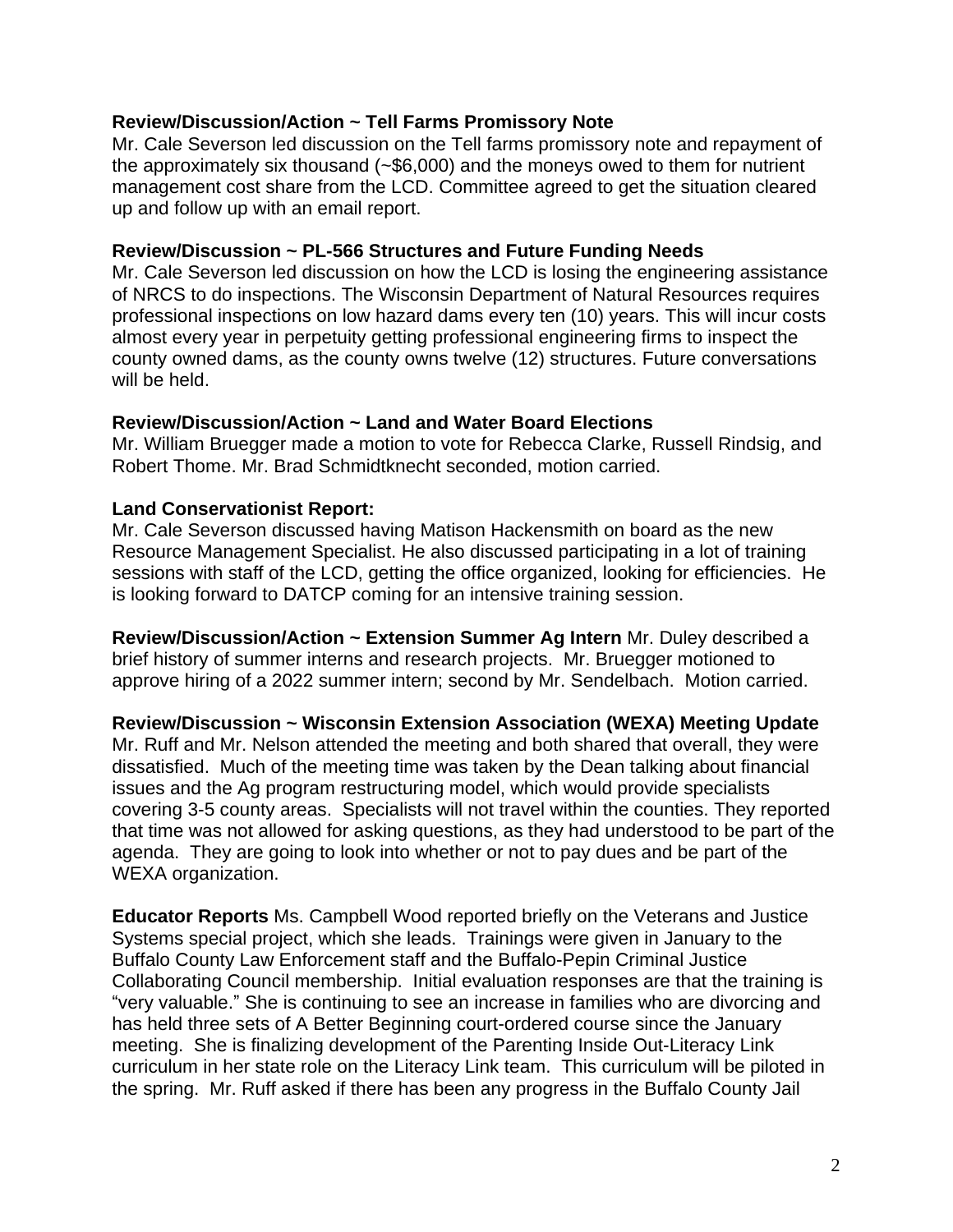**Review/Discussion/Action ~ Tell Farms Promissory Note**
Mr. Cale Severson led discussion on the Tell farms promissory note and repayment of the approximately six thousand (~$6,000) and the moneys owed to them for nutrient management cost share from the LCD. Committee agreed to get the situation cleared up and follow up with an email report.

**Review/Discussion ~ PL-566 Structures and Future Funding Needs**
Mr. Cale Severson led discussion on how the LCD is losing the engineering assistance of NRCS to do inspections. The Wisconsin Department of Natural Resources requires professional inspections on low hazard dams every ten (10) years. This will incur costs almost every year in perpetuity getting professional engineering firms to inspect the county owned dams, as the county owns twelve (12) structures. Future conversations will be held.

**Review/Discussion/Action ~ Land and Water Board Elections**
Mr. William Bruegger made a motion to vote for Rebecca Clarke, Russell Rindsig, and Robert Thome. Mr. Brad Schmidtknecht seconded, motion carried.

**Land Conservationist Report:**
Mr. Cale Severson discussed having Matison Hackensmith on board as the new Resource Management Specialist. He also discussed participating in a lot of training sessions with staff of the LCD, getting the office organized, looking for efficiencies. He is looking forward to DATCP coming for an intensive training session.

**Review/Discussion/Action ~ Extension Summer Ag Intern** Mr. Duley described a brief history of summer interns and research projects. Mr. Bruegger motioned to approve hiring of a 2022 summer intern; second by Mr. Sendelbach. Motion carried.

**Review/Discussion ~ Wisconsin Extension Association (WEXA) Meeting Update**
Mr. Ruff and Mr. Nelson attended the meeting and both shared that overall, they were dissatisfied. Much of the meeting time was taken by the Dean talking about financial issues and the Ag program restructuring model, which would provide specialists covering 3-5 county areas. Specialists will not travel within the counties. They reported that time was not allowed for asking questions, as they had understood to be part of the agenda. They are going to look into whether or not to pay dues and be part of the WEXA organization.

**Educator Reports** Ms. Campbell Wood reported briefly on the Veterans and Justice Systems special project, which she leads. Trainings were given in January to the Buffalo County Law Enforcement staff and the Buffalo-Pepin Criminal Justice Collaborating Council membership. Initial evaluation responses are that the training is "very valuable." She is continuing to see an increase in families who are divorcing and has held three sets of A Better Beginning court-ordered course since the January meeting. She is finalizing development of the Parenting Inside Out-Literacy Link curriculum in her state role on the Literacy Link team. This curriculum will be piloted in the spring. Mr. Ruff asked if there has been any progress in the Buffalo County Jail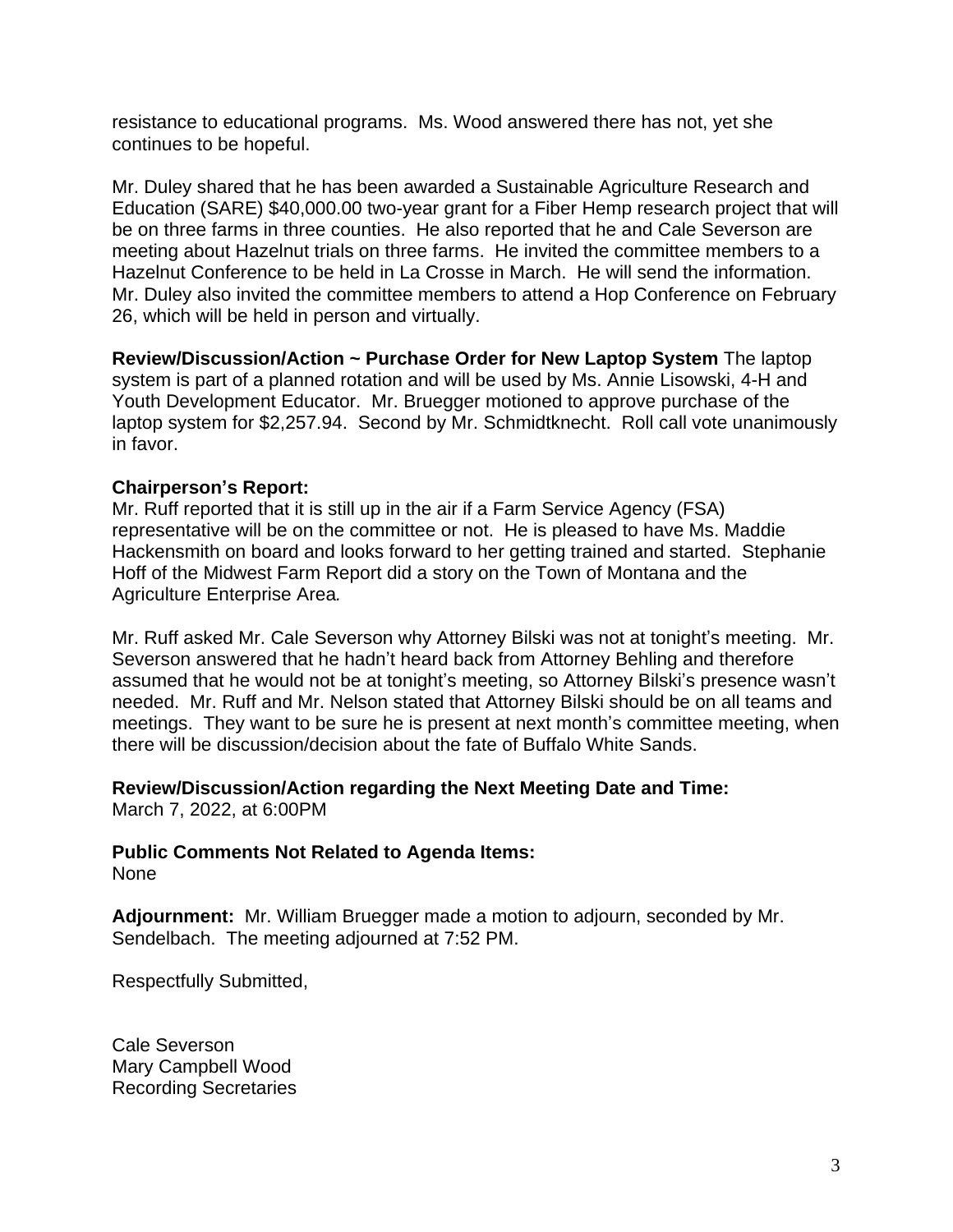resistance to educational programs. Ms. Wood answered there has not, yet she continues to be hopeful.

Mr. Duley shared that he has been awarded a Sustainable Agriculture Research and Education (SARE) $40,000.00 two-year grant for a Fiber Hemp research project that will be on three farms in three counties. He also reported that he and Cale Severson are meeting about Hazelnut trials on three farms. He invited the committee members to a Hazelnut Conference to be held in La Crosse in March. He will send the information. Mr. Duley also invited the committee members to attend a Hop Conference on February 26, which will be held in person and virtually.

**Review/Discussion/Action ~ Purchase Order for New Laptop System** The laptop system is part of a planned rotation and will be used by Ms. Annie Lisowski, 4-H and Youth Development Educator. Mr. Bruegger motioned to approve purchase of the laptop system for $2,257.94. Second by Mr. Schmidtknecht. Roll call vote unanimously in favor.

**Chairperson's Report:**
Mr. Ruff reported that it is still up in the air if a Farm Service Agency (FSA) representative will be on the committee or not. He is pleased to have Ms. Maddie Hackensmith on board and looks forward to her getting trained and started. Stephanie Hoff of the Midwest Farm Report did a story on the Town of Montana and the Agriculture Enterprise Area.

Mr. Ruff asked Mr. Cale Severson why Attorney Bilski was not at tonight's meeting. Mr. Severson answered that he hadn't heard back from Attorney Behling and therefore assumed that he would not be at tonight's meeting, so Attorney Bilski's presence wasn't needed. Mr. Ruff and Mr. Nelson stated that Attorney Bilski should be on all teams and meetings. They want to be sure he is present at next month's committee meeting, when there will be discussion/decision about the fate of Buffalo White Sands.

**Review/Discussion/Action regarding the Next Meeting Date and Time:**
March 7, 2022, at 6:00PM

**Public Comments Not Related to Agenda Items:**
None

**Adjournment:** Mr. William Bruegger made a motion to adjourn, seconded by Mr. Sendelbach. The meeting adjourned at 7:52 PM.

Respectfully Submitted,

Cale Severson
Mary Campbell Wood
Recording Secretaries